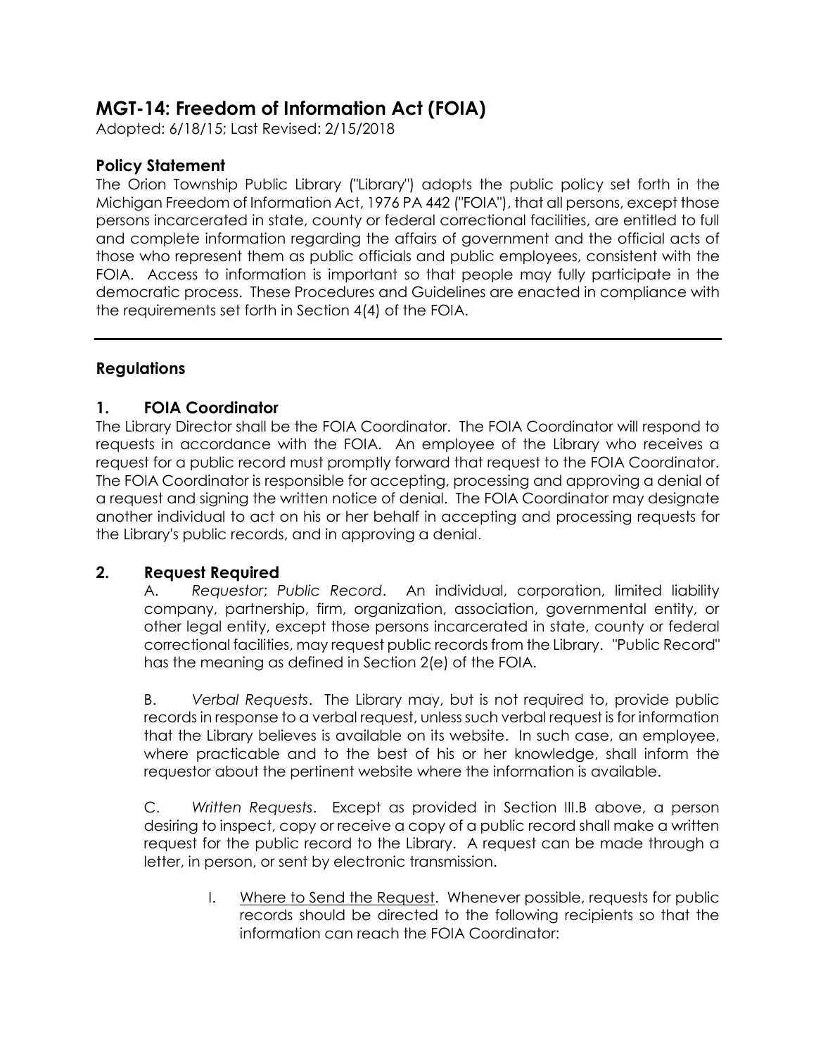# MGT-14: Freedom of Information Act (FOIA)

Adopted: 6/18/15; Last Revised: 2/15/2018

## Policy Statement

The Orion Township Public Library ("Library") adopts the public policy set forth in the Michigan Freedom of Information Act, 1976 PA 442 ("FOIA"), that all persons, except those persons incarcerated in state, county or federal correctional facilities, are entitled to full and complete information regarding the affairs of government and the official acts of those who represent them as public officials and public employees, consistent with the FOIA. Access to information is important so that people may fully participate in the democratic process. These Procedures and Guidelines are enacted in compliance with the requirements set forth in Section 4(4) of the FOIA.

---

## Regulations

### 1. FOIA Coordinator

The Library Director shall be the FOIA Coordinator. The FOIA Coordinator will respond to requests in accordance with the FOIA. An employee of the Library who receives a request for a public record must promptly forward that request to the FOIA Coordinator. The FOIA Coordinator is responsible for accepting, processing and approving a denial of a request and signing the written notice of denial. The FOIA Coordinator may designate another individual to act on his or her behalf in accepting and processing requests for the Library's public records, and in approving a denial.

### 2. Request Required

A. *Requestor*; *Public Record*. An individual, corporation, limited liability company, partnership, firm, organization, association, governmental entity, or other legal entity, except those persons incarcerated in state, county or federal correctional facilities, may request public records from the Library. "Public Record" has the meaning as defined in Section 2(e) of the FOIA.

B. *Verbal Requests*. The Library may, but is not required to, provide public records in response to a verbal request, unless such verbal request is for information that the Library believes is available on its website. In such case, an employee, where practicable and to the best of his or her knowledge, shall inform the requestor about the pertinent website where the information is available.

C. *Written Requests*. Except as provided in Section III.B above, a person desiring to inspect, copy or receive a copy of a public record shall make a written request for the public record to the Library. A request can be made through a letter, in person, or sent by electronic transmission.

I. Where to Send the Request. Whenever possible, requests for public records should be directed to the following recipients so that the information can reach the FOIA Coordinator: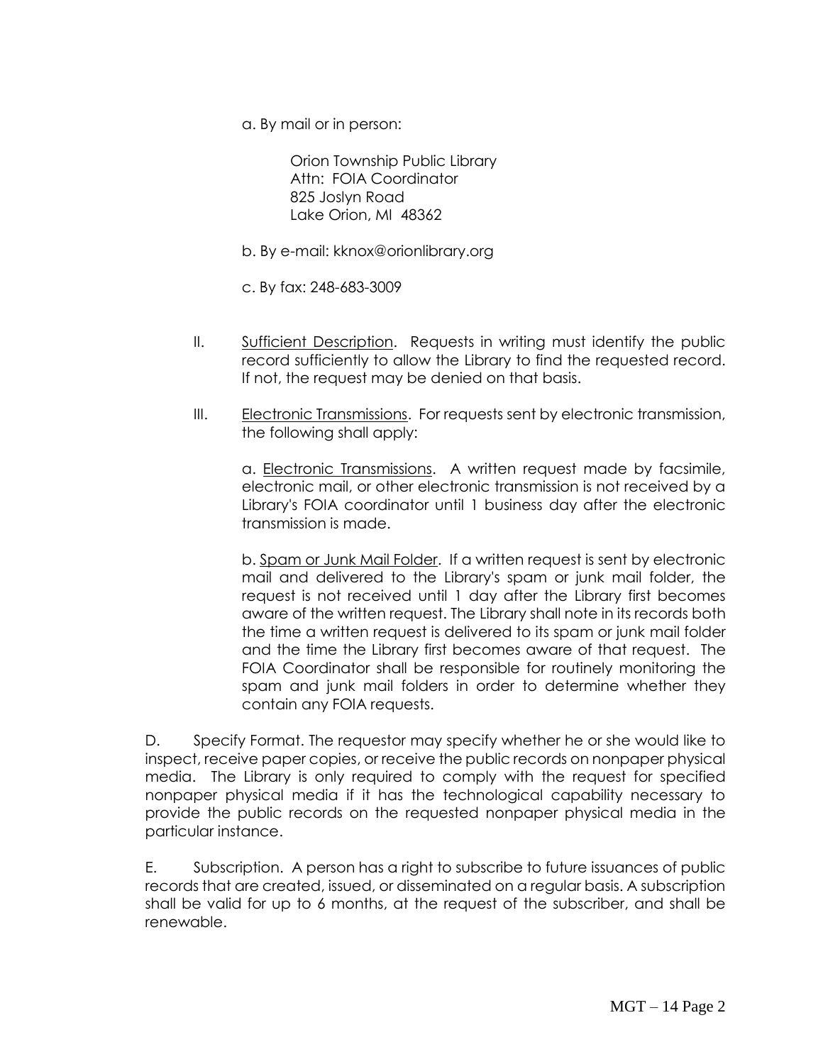a. By mail or in person:

Orion Township Public Library
Attn: FOIA Coordinator
825 Joslyn Road
Lake Orion, MI 48362

b. By e-mail: kknox@orionlibrary.org

c. By fax: 248-683-3009

II. Sufficient Description. Requests in writing must identify the public record sufficiently to allow the Library to find the requested record. If not, the request may be denied on that basis.

III. Electronic Transmissions. For requests sent by electronic transmission, the following shall apply:

a. Electronic Transmissions. A written request made by facsimile, electronic mail, or other electronic transmission is not received by a Library's FOIA coordinator until 1 business day after the electronic transmission is made.

b. Spam or Junk Mail Folder. If a written request is sent by electronic mail and delivered to the Library's spam or junk mail folder, the request is not received until 1 day after the Library first becomes aware of the written request. The Library shall note in its records both the time a written request is delivered to its spam or junk mail folder and the time the Library first becomes aware of that request. The FOIA Coordinator shall be responsible for routinely monitoring the spam and junk mail folders in order to determine whether they contain any FOIA requests.

D. Specify Format. The requestor may specify whether he or she would like to inspect, receive paper copies, or receive the public records on nonpaper physical media. The Library is only required to comply with the request for specified nonpaper physical media if it has the technological capability necessary to provide the public records on the requested nonpaper physical media in the particular instance.

E. Subscription. A person has a right to subscribe to future issuances of public records that are created, issued, or disseminated on a regular basis. A subscription shall be valid for up to 6 months, at the request of the subscriber, and shall be renewable.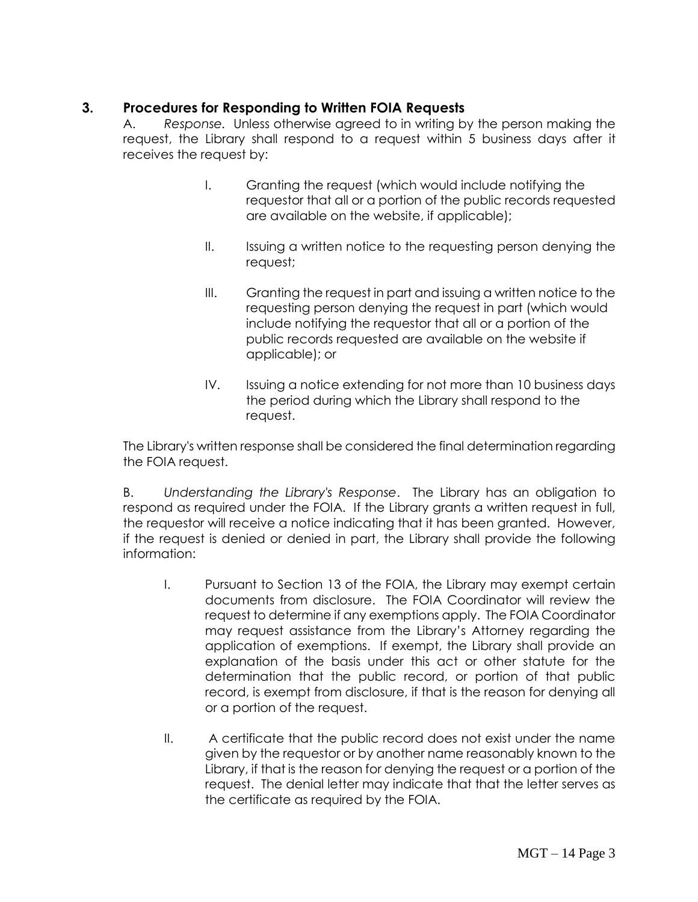## 3. Procedures for Responding to Written FOIA Requests

A. *Response*. Unless otherwise agreed to in writing by the person making the request, the Library shall respond to a request within 5 business days after it receives the request by:

I. Granting the request (which would include notifying the requestor that all or a portion of the public records requested are available on the website, if applicable);

II. Issuing a written notice to the requesting person denying the request;

III. Granting the request in part and issuing a written notice to the requesting person denying the request in part (which would include notifying the requestor that all or a portion of the public records requested are available on the website if applicable); or

IV. Issuing a notice extending for not more than 10 business days the period during which the Library shall respond to the request.

The Library's written response shall be considered the final determination regarding the FOIA request.

B. *Understanding the Library's Response*. The Library has an obligation to respond as required under the FOIA. If the Library grants a written request in full, the requestor will receive a notice indicating that it has been granted. However, if the request is denied or denied in part, the Library shall provide the following information:

I. Pursuant to Section 13 of the FOIA, the Library may exempt certain documents from disclosure. The FOIA Coordinator will review the request to determine if any exemptions apply. The FOIA Coordinator may request assistance from the Library's Attorney regarding the application of exemptions. If exempt, the Library shall provide an explanation of the basis under this act or other statute for the determination that the public record, or portion of that public record, is exempt from disclosure, if that is the reason for denying all or a portion of the request.

II. A certificate that the public record does not exist under the name given by the requestor or by another name reasonably known to the Library, if that is the reason for denying the request or a portion of the request. The denial letter may indicate that that the letter serves as the certificate as required by the FOIA.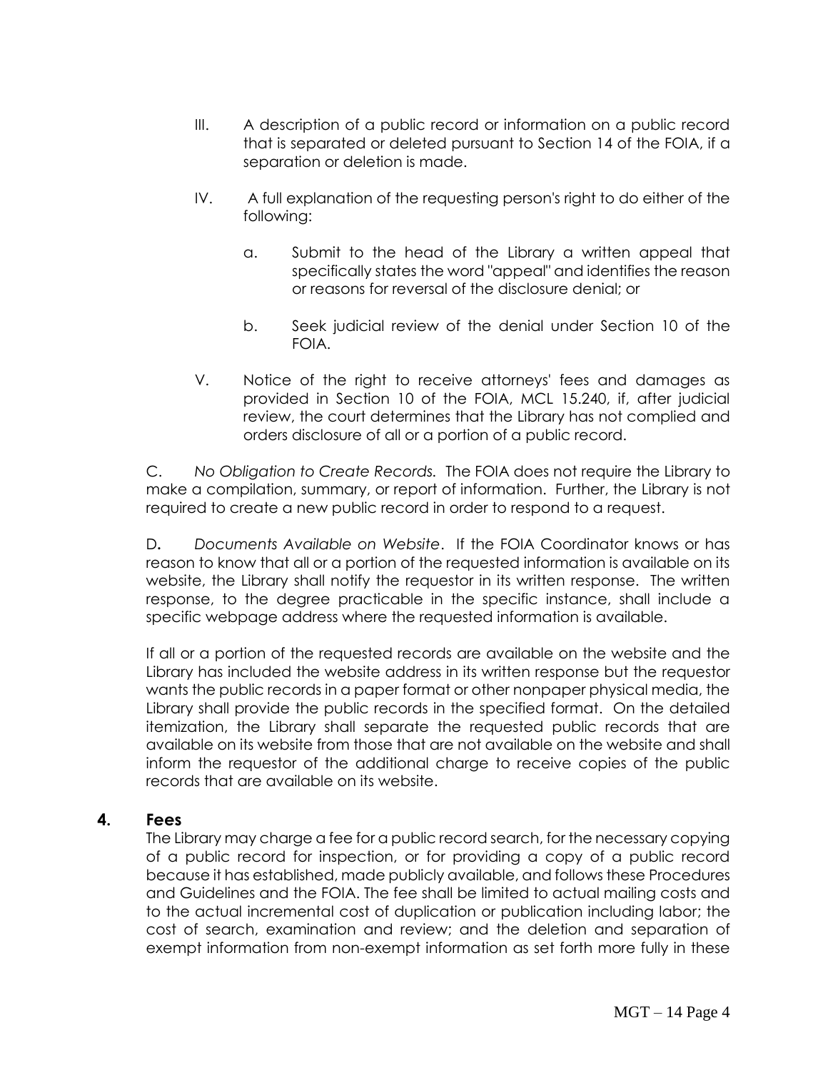III. A description of a public record or information on a public record that is separated or deleted pursuant to Section 14 of the FOIA, if a separation or deletion is made.

IV. A full explanation of the requesting person's right to do either of the following:

a. Submit to the head of the Library a written appeal that specifically states the word "appeal" and identifies the reason or reasons for reversal of the disclosure denial; or

b. Seek judicial review of the denial under Section 10 of the FOIA.

V. Notice of the right to receive attorneys' fees and damages as provided in Section 10 of the FOIA, MCL 15.240, if, after judicial review, the court determines that the Library has not complied and orders disclosure of all or a portion of a public record.

C. *No Obligation to Create Records.* The FOIA does not require the Library to make a compilation, summary, or report of information. Further, the Library is not required to create a new public record in order to respond to a request.

D. *Documents Available on Website*. If the FOIA Coordinator knows or has reason to know that all or a portion of the requested information is available on its website, the Library shall notify the requestor in its written response. The written response, to the degree practicable in the specific instance, shall include a specific webpage address where the requested information is available.

If all or a portion of the requested records are available on the website and the Library has included the website address in its written response but the requestor wants the public records in a paper format or other nonpaper physical media, the Library shall provide the public records in the specified format. On the detailed itemization, the Library shall separate the requested public records that are available on its website from those that are not available on the website and shall inform the requestor of the additional charge to receive copies of the public records that are available on its website.

## 4. Fees

The Library may charge a fee for a public record search, for the necessary copying of a public record for inspection, or for providing a copy of a public record because it has established, made publicly available, and follows these Procedures and Guidelines and the FOIA. The fee shall be limited to actual mailing costs and to the actual incremental cost of duplication or publication including labor; the cost of search, examination and review; and the deletion and separation of exempt information from non-exempt information as set forth more fully in these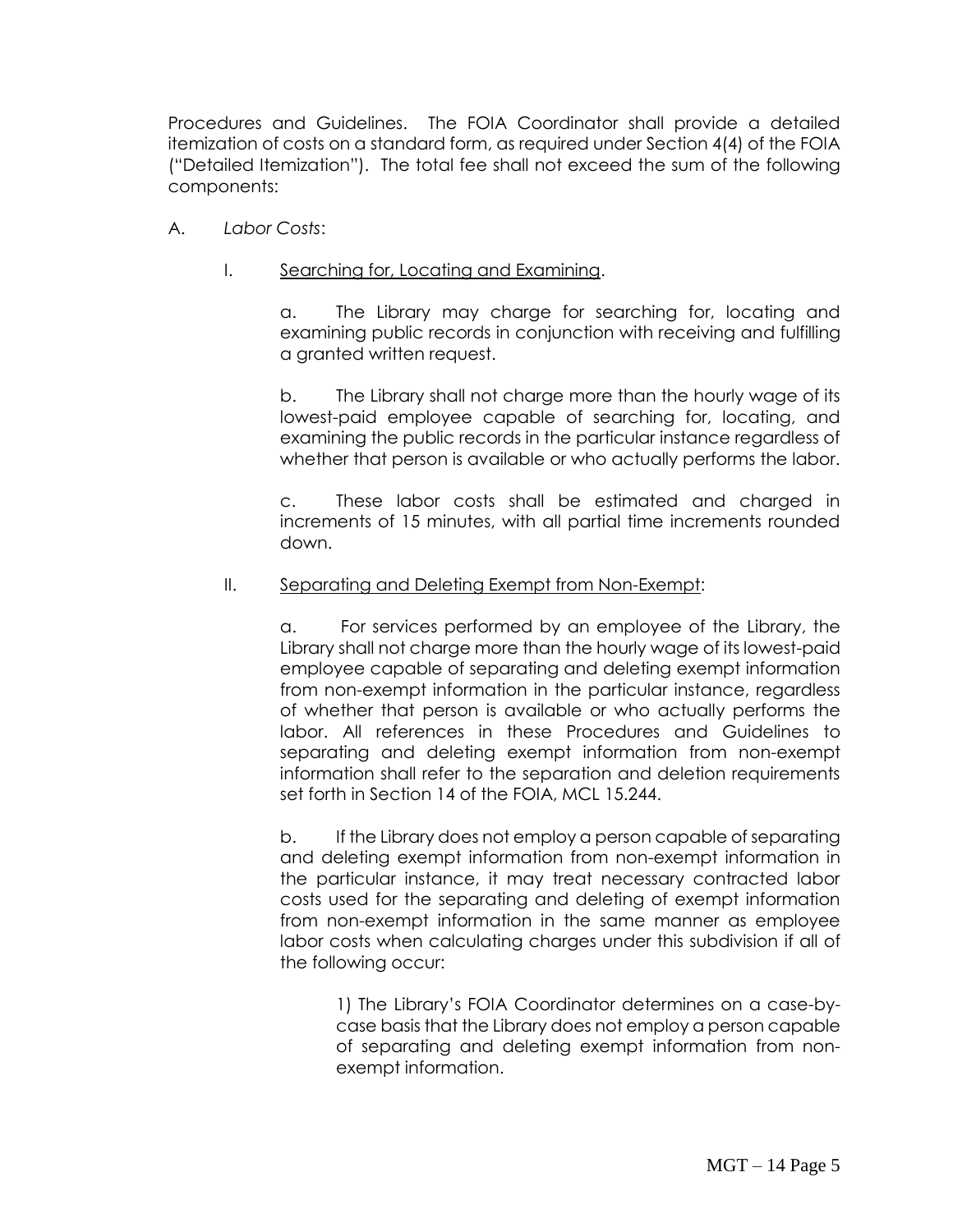Procedures and Guidelines. The FOIA Coordinator shall provide a detailed itemization of costs on a standard form, as required under Section 4(4) of the FOIA ("Detailed Itemization"). The total fee shall not exceed the sum of the following components:

A. *Labor Costs*:

I. Searching for, Locating and Examining.

a. The Library may charge for searching for, locating and examining public records in conjunction with receiving and fulfilling a granted written request.

b. The Library shall not charge more than the hourly wage of its lowest-paid employee capable of searching for, locating, and examining the public records in the particular instance regardless of whether that person is available or who actually performs the labor.

c. These labor costs shall be estimated and charged in increments of 15 minutes, with all partial time increments rounded down.

II. Separating and Deleting Exempt from Non-Exempt:

a. For services performed by an employee of the Library, the Library shall not charge more than the hourly wage of its lowest-paid employee capable of separating and deleting exempt information from non-exempt information in the particular instance, regardless of whether that person is available or who actually performs the labor. All references in these Procedures and Guidelines to separating and deleting exempt information from non-exempt information shall refer to the separation and deletion requirements set forth in Section 14 of the FOIA, MCL 15.244.

b. If the Library does not employ a person capable of separating and deleting exempt information from non-exempt information in the particular instance, it may treat necessary contracted labor costs used for the separating and deleting of exempt information from non-exempt information in the same manner as employee labor costs when calculating charges under this subdivision if all of the following occur:

1) The Library's FOIA Coordinator determines on a case-by-case basis that the Library does not employ a person capable of separating and deleting exempt information from non-exempt information.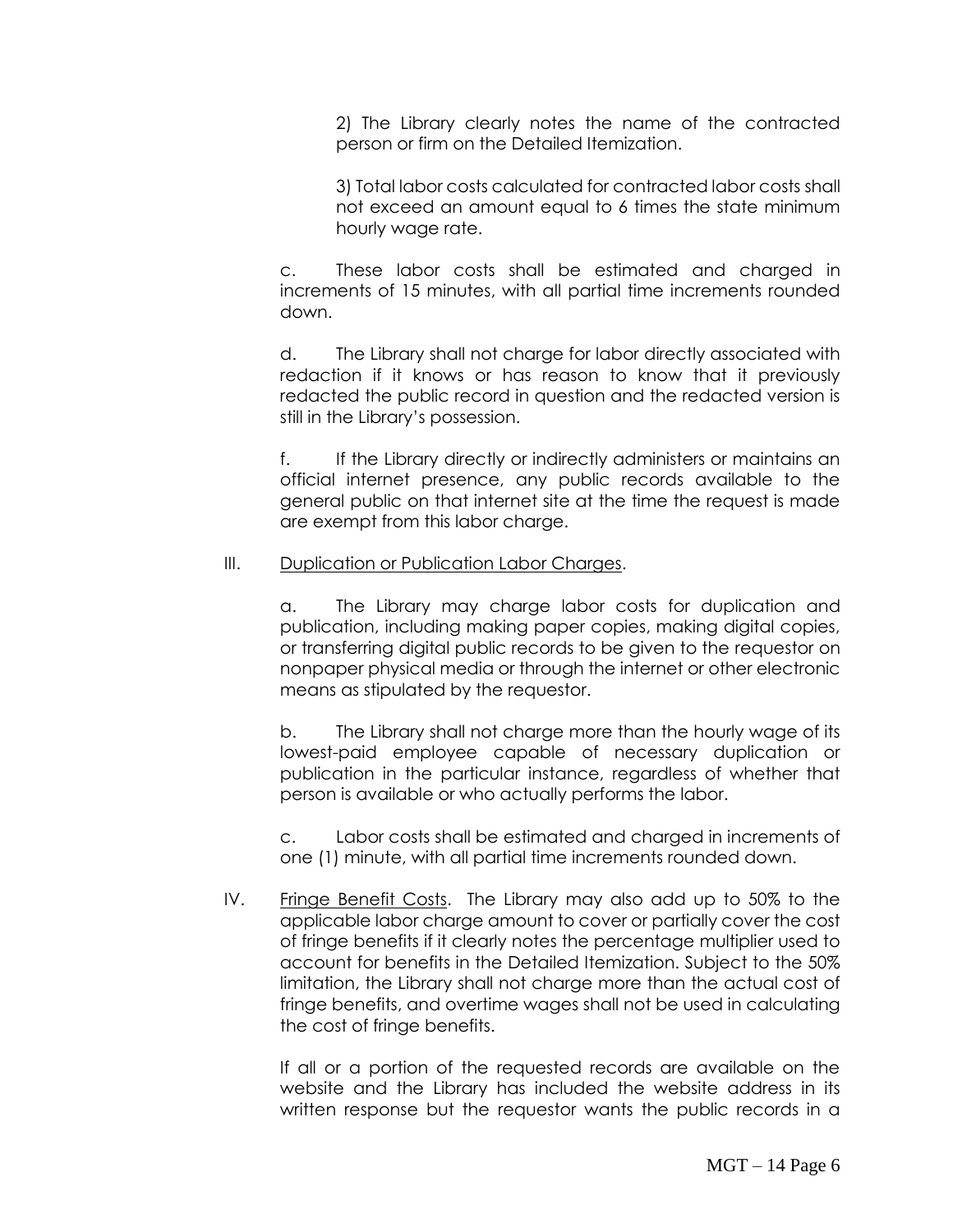2) The Library clearly notes the name of the contracted person or firm on the Detailed Itemization.

3) Total labor costs calculated for contracted labor costs shall not exceed an amount equal to 6 times the state minimum hourly wage rate.

c. These labor costs shall be estimated and charged in increments of 15 minutes, with all partial time increments rounded down.

d. The Library shall not charge for labor directly associated with redaction if it knows or has reason to know that it previously redacted the public record in question and the redacted version is still in the Library's possession.

f. If the Library directly or indirectly administers or maintains an official internet presence, any public records available to the general public on that internet site at the time the request is made are exempt from this labor charge.

III. <u>Duplication or Publication Labor Charges</u>.

a. The Library may charge labor costs for duplication and publication, including making paper copies, making digital copies, or transferring digital public records to be given to the requestor on nonpaper physical media or through the internet or other electronic means as stipulated by the requestor.

b. The Library shall not charge more than the hourly wage of its lowest-paid employee capable of necessary duplication or publication in the particular instance, regardless of whether that person is available or who actually performs the labor.

c. Labor costs shall be estimated and charged in increments of one (1) minute, with all partial time increments rounded down.

IV. <u>Fringe Benefit Costs</u>. The Library may also add up to 50% to the applicable labor charge amount to cover or partially cover the cost of fringe benefits if it clearly notes the percentage multiplier used to account for benefits in the Detailed Itemization. Subject to the 50% limitation, the Library shall not charge more than the actual cost of fringe benefits, and overtime wages shall not be used in calculating the cost of fringe benefits.

If all or a portion of the requested records are available on the website and the Library has included the website address in its written response but the requestor wants the public records in a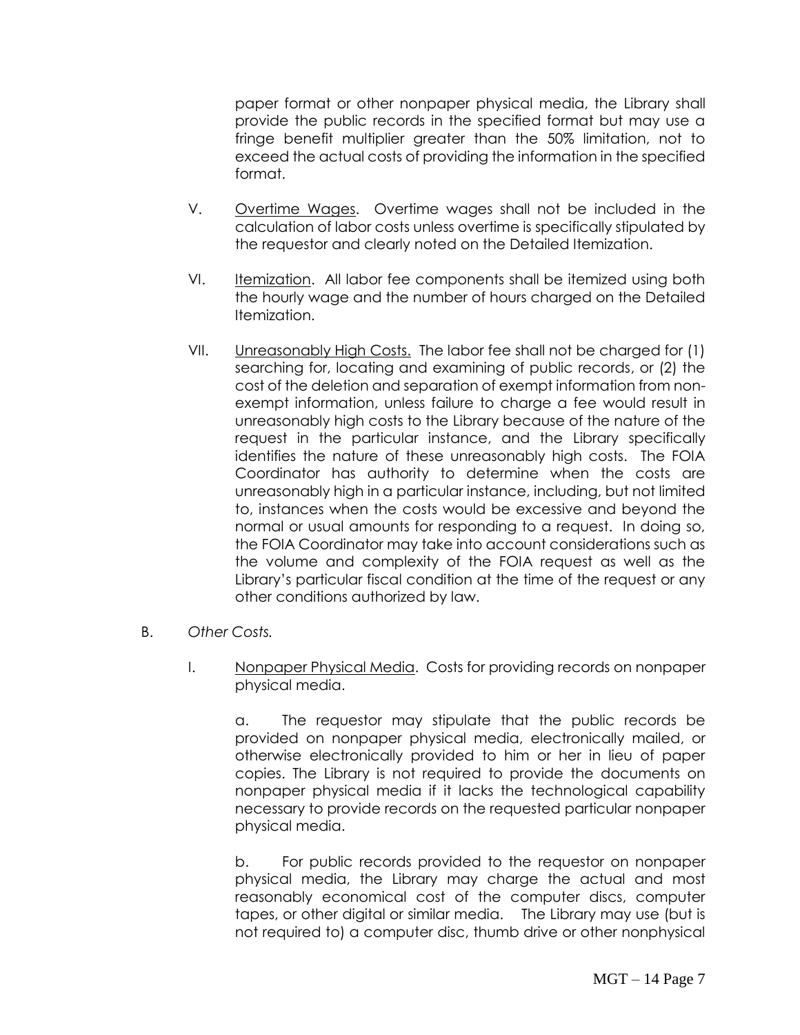paper format or other nonpaper physical media, the Library shall provide the public records in the specified format but may use a fringe benefit multiplier greater than the 50% limitation, not to exceed the actual costs of providing the information in the specified format.

V. Overtime Wages. Overtime wages shall not be included in the calculation of labor costs unless overtime is specifically stipulated by the requestor and clearly noted on the Detailed Itemization.

VI. Itemization. All labor fee components shall be itemized using both the hourly wage and the number of hours charged on the Detailed Itemization.

VII. Unreasonably High Costs. The labor fee shall not be charged for (1) searching for, locating and examining of public records, or (2) the cost of the deletion and separation of exempt information from non-exempt information, unless failure to charge a fee would result in unreasonably high costs to the Library because of the nature of the request in the particular instance, and the Library specifically identifies the nature of these unreasonably high costs. The FOIA Coordinator has authority to determine when the costs are unreasonably high in a particular instance, including, but not limited to, instances when the costs would be excessive and beyond the normal or usual amounts for responding to a request. In doing so, the FOIA Coordinator may take into account considerations such as the volume and complexity of the FOIA request as well as the Library's particular fiscal condition at the time of the request or any other conditions authorized by law.

B. *Other Costs.*

I. Nonpaper Physical Media. Costs for providing records on nonpaper physical media.

a. The requestor may stipulate that the public records be provided on nonpaper physical media, electronically mailed, or otherwise electronically provided to him or her in lieu of paper copies. The Library is not required to provide the documents on nonpaper physical media if it lacks the technological capability necessary to provide records on the requested particular nonpaper physical media.

b. For public records provided to the requestor on nonpaper physical media, the Library may charge the actual and most reasonably economical cost of the computer discs, computer tapes, or other digital or similar media. The Library may use (but is not required to) a computer disc, thumb drive or other nonphysical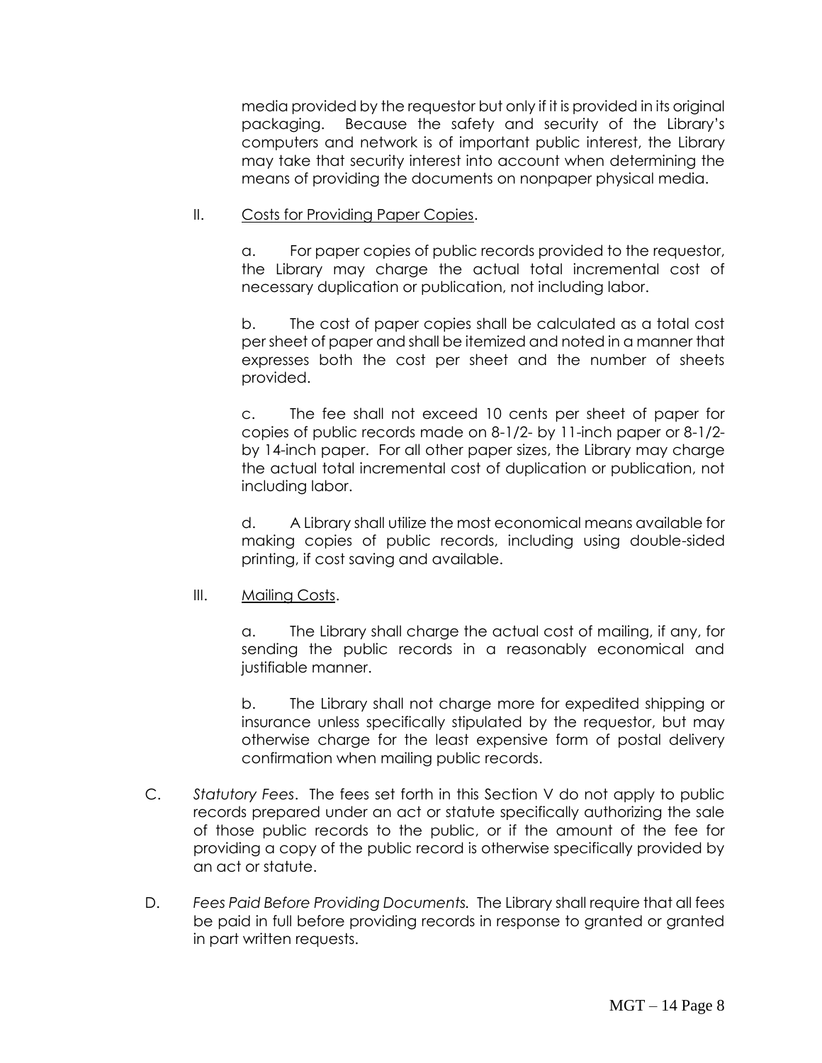media provided by the requestor but only if it is provided in its original packaging. Because the safety and security of the Library's computers and network is of important public interest, the Library may take that security interest into account when determining the means of providing the documents on nonpaper physical media.

II. Costs for Providing Paper Copies.

a. For paper copies of public records provided to the requestor, the Library may charge the actual total incremental cost of necessary duplication or publication, not including labor.

b. The cost of paper copies shall be calculated as a total cost per sheet of paper and shall be itemized and noted in a manner that expresses both the cost per sheet and the number of sheets provided.

c. The fee shall not exceed 10 cents per sheet of paper for copies of public records made on 8-1/2- by 11-inch paper or 8-1/2- by 14-inch paper. For all other paper sizes, the Library may charge the actual total incremental cost of duplication or publication, not including labor.

d. A Library shall utilize the most economical means available for making copies of public records, including using double-sided printing, if cost saving and available.

III. Mailing Costs.

a. The Library shall charge the actual cost of mailing, if any, for sending the public records in a reasonably economical and justifiable manner.

b. The Library shall not charge more for expedited shipping or insurance unless specifically stipulated by the requestor, but may otherwise charge for the least expensive form of postal delivery confirmation when mailing public records.

C. *Statutory Fees*. The fees set forth in this Section V do not apply to public records prepared under an act or statute specifically authorizing the sale of those public records to the public, or if the amount of the fee for providing a copy of the public record is otherwise specifically provided by an act or statute.

D. *Fees Paid Before Providing Documents.* The Library shall require that all fees be paid in full before providing records in response to granted or granted in part written requests.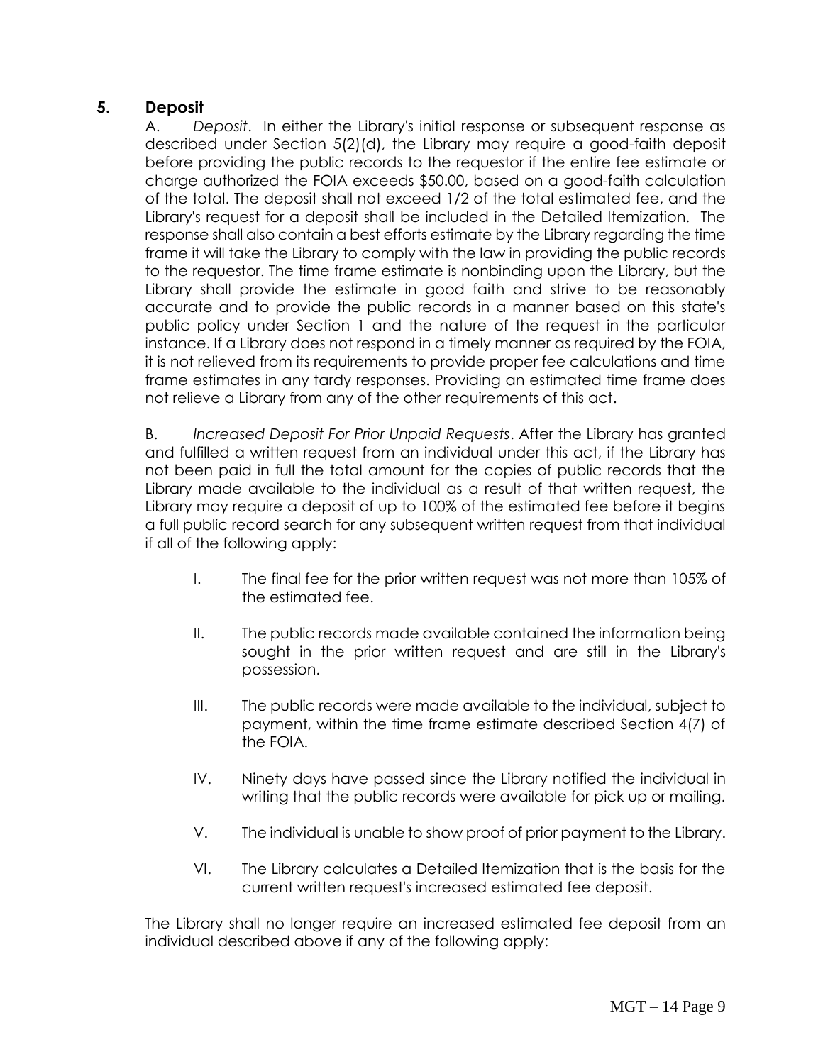## 5. Deposit

A. *Deposit*. In either the Library's initial response or subsequent response as described under Section 5(2)(d), the Library may require a good-faith deposit before providing the public records to the requestor if the entire fee estimate or charge authorized the FOIA exceeds $50.00, based on a good-faith calculation of the total. The deposit shall not exceed 1/2 of the total estimated fee, and the Library's request for a deposit shall be included in the Detailed Itemization. The response shall also contain a best efforts estimate by the Library regarding the time frame it will take the Library to comply with the law in providing the public records to the requestor. The time frame estimate is nonbinding upon the Library, but the Library shall provide the estimate in good faith and strive to be reasonably accurate and to provide the public records in a manner based on this state's public policy under Section 1 and the nature of the request in the particular instance. If a Library does not respond in a timely manner as required by the FOIA, it is not relieved from its requirements to provide proper fee calculations and time frame estimates in any tardy responses. Providing an estimated time frame does not relieve a Library from any of the other requirements of this act.

B. *Increased Deposit For Prior Unpaid Requests*. After the Library has granted and fulfilled a written request from an individual under this act, if the Library has not been paid in full the total amount for the copies of public records that the Library made available to the individual as a result of that written request, the Library may require a deposit of up to 100% of the estimated fee before it begins a full public record search for any subsequent written request from that individual if all of the following apply:

I. The final fee for the prior written request was not more than 105% of the estimated fee.

II. The public records made available contained the information being sought in the prior written request and are still in the Library's possession.

III. The public records were made available to the individual, subject to payment, within the time frame estimate described Section 4(7) of the FOIA.

IV. Ninety days have passed since the Library notified the individual in writing that the public records were available for pick up or mailing.

V. The individual is unable to show proof of prior payment to the Library.

VI. The Library calculates a Detailed Itemization that is the basis for the current written request's increased estimated fee deposit.

The Library shall no longer require an increased estimated fee deposit from an individual described above if any of the following apply: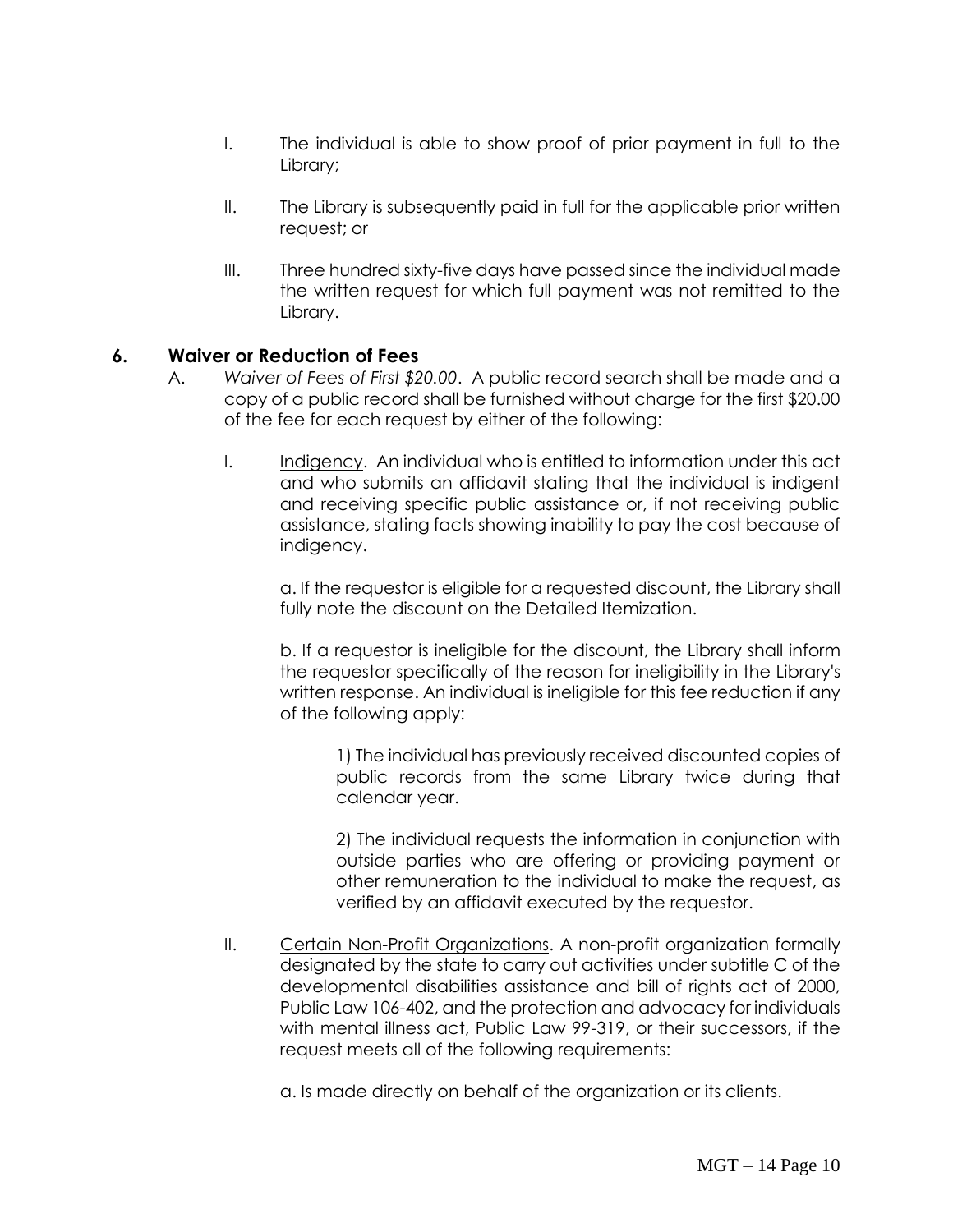I. The individual is able to show proof of prior payment in full to the Library;

II. The Library is subsequently paid in full for the applicable prior written request; or

III. Three hundred sixty-five days have passed since the individual made the written request for which full payment was not remitted to the Library.

## 6. Waiver or Reduction of Fees

A. *Waiver of Fees of First $20.00*. A public record search shall be made and a copy of a public record shall be furnished without charge for the first $20.00 of the fee for each request by either of the following:

I. Indigency. An individual who is entitled to information under this act and who submits an affidavit stating that the individual is indigent and receiving specific public assistance or, if not receiving public assistance, stating facts showing inability to pay the cost because of indigency.

a. If the requestor is eligible for a requested discount, the Library shall fully note the discount on the Detailed Itemization.

b. If a requestor is ineligible for the discount, the Library shall inform the requestor specifically of the reason for ineligibility in the Library's written response. An individual is ineligible for this fee reduction if any of the following apply:

1) The individual has previously received discounted copies of public records from the same Library twice during that calendar year.

2) The individual requests the information in conjunction with outside parties who are offering or providing payment or other remuneration to the individual to make the request, as verified by an affidavit executed by the requestor.

II. Certain Non-Profit Organizations. A non-profit organization formally designated by the state to carry out activities under subtitle C of the developmental disabilities assistance and bill of rights act of 2000, Public Law 106-402, and the protection and advocacy for individuals with mental illness act, Public Law 99-319, or their successors, if the request meets all of the following requirements:

a. Is made directly on behalf of the organization or its clients.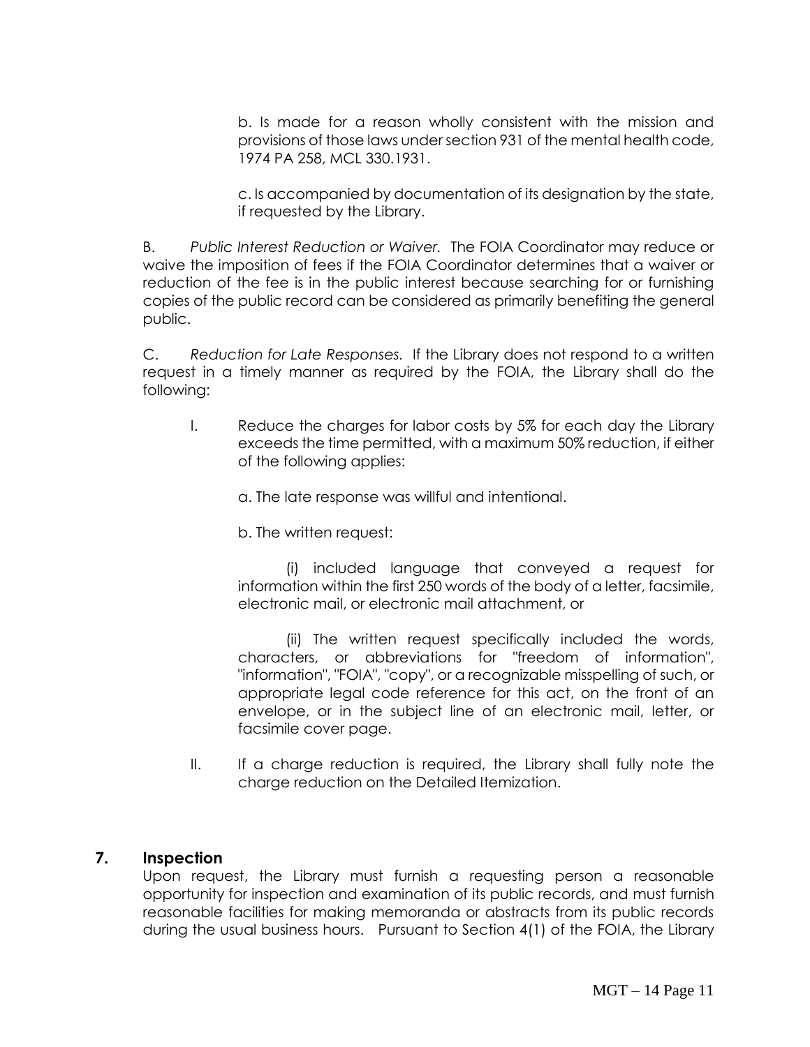b. Is made for a reason wholly consistent with the mission and provisions of those laws under section 931 of the mental health code, 1974 PA 258, MCL 330.1931.

c. Is accompanied by documentation of its designation by the state, if requested by the Library.

B. *Public Interest Reduction or Waiver.* The FOIA Coordinator may reduce or waive the imposition of fees if the FOIA Coordinator determines that a waiver or reduction of the fee is in the public interest because searching for or furnishing copies of the public record can be considered as primarily benefiting the general public.

C. *Reduction for Late Responses.* If the Library does not respond to a written request in a timely manner as required by the FOIA, the Library shall do the following:

I. Reduce the charges for labor costs by 5% for each day the Library exceeds the time permitted, with a maximum 50% reduction, if either of the following applies:

a. The late response was willful and intentional.

b. The written request:

(i) included language that conveyed a request for information within the first 250 words of the body of a letter, facsimile, electronic mail, or electronic mail attachment, or

(ii) The written request specifically included the words, characters, or abbreviations for "freedom of information", "information", "FOIA", "copy", or a recognizable misspelling of such, or appropriate legal code reference for this act, on the front of an envelope, or in the subject line of an electronic mail, letter, or facsimile cover page.

II. If a charge reduction is required, the Library shall fully note the charge reduction on the Detailed Itemization.

## 7. Inspection

Upon request, the Library must furnish a requesting person a reasonable opportunity for inspection and examination of its public records, and must furnish reasonable facilities for making memoranda or abstracts from its public records during the usual business hours. Pursuant to Section 4(1) of the FOIA, the Library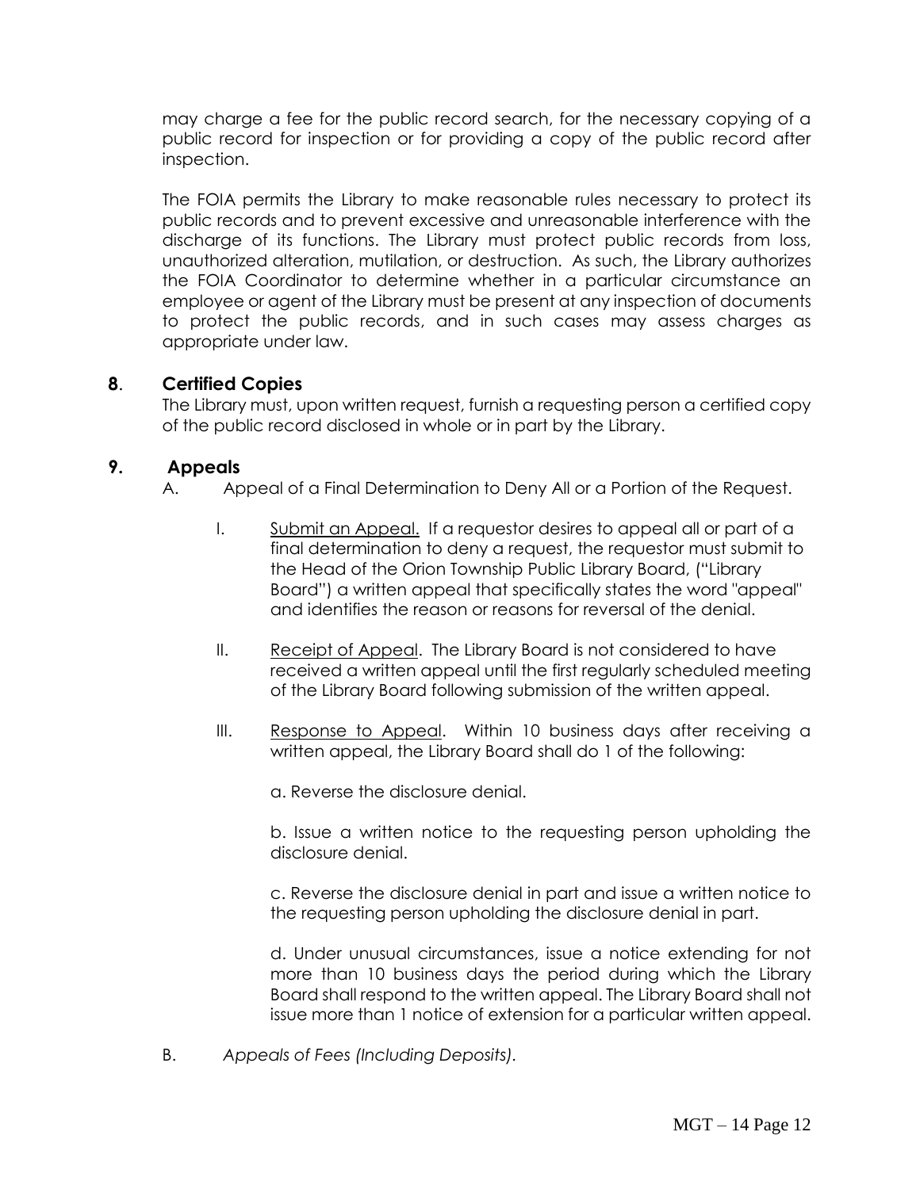may charge a fee for the public record search, for the necessary copying of a public record for inspection or for providing a copy of the public record after inspection.

The FOIA permits the Library to make reasonable rules necessary to protect its public records and to prevent excessive and unreasonable interference with the discharge of its functions. The Library must protect public records from loss, unauthorized alteration, mutilation, or destruction. As such, the Library authorizes the FOIA Coordinator to determine whether in a particular circumstance an employee or agent of the Library must be present at any inspection of documents to protect the public records, and in such cases may assess charges as appropriate under law.

## 8. Certified Copies

The Library must, upon written request, furnish a requesting person a certified copy of the public record disclosed in whole or in part by the Library.

## 9. Appeals

A. Appeal of a Final Determination to Deny All or a Portion of the Request.

I. <u>Submit an Appeal.</u> If a requestor desires to appeal all or part of a final determination to deny a request, the requestor must submit to the Head of the Orion Township Public Library Board, ("Library Board") a written appeal that specifically states the word "appeal" and identifies the reason or reasons for reversal of the denial.

II. <u>Receipt of Appeal</u>. The Library Board is not considered to have received a written appeal until the first regularly scheduled meeting of the Library Board following submission of the written appeal.

III. <u>Response to Appeal</u>. Within 10 business days after receiving a written appeal, the Library Board shall do 1 of the following:

a. Reverse the disclosure denial.

b. Issue a written notice to the requesting person upholding the disclosure denial.

c. Reverse the disclosure denial in part and issue a written notice to the requesting person upholding the disclosure denial in part.

d. Under unusual circumstances, issue a notice extending for not more than 10 business days the period during which the Library Board shall respond to the written appeal. The Library Board shall not issue more than 1 notice of extension for a particular written appeal.

B. *Appeals of Fees (Including Deposits).*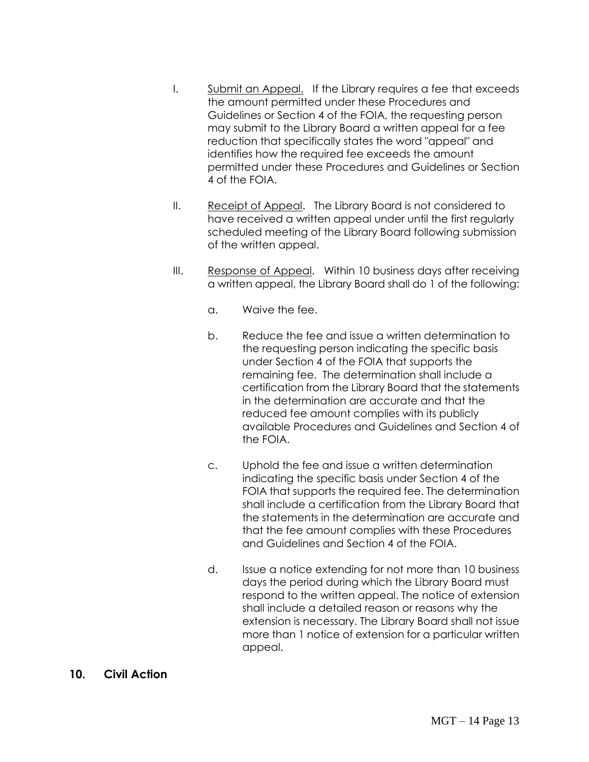I. <u>Submit an Appeal.</u> If the Library requires a fee that exceeds the amount permitted under these Procedures and Guidelines or Section 4 of the FOIA, the requesting person may submit to the Library Board a written appeal for a fee reduction that specifically states the word "appeal" and identifies how the required fee exceeds the amount permitted under these Procedures and Guidelines or Section 4 of the FOIA.

II. <u>Receipt of Appeal</u>. The Library Board is not considered to have received a written appeal under until the first regularly scheduled meeting of the Library Board following submission of the written appeal.

III. <u>Response of Appeal</u>. Within 10 business days after receiving a written appeal, the Library Board shall do 1 of the following:

a. Waive the fee.

b. Reduce the fee and issue a written determination to the requesting person indicating the specific basis under Section 4 of the FOIA that supports the remaining fee. The determination shall include a certification from the Library Board that the statements in the determination are accurate and that the reduced fee amount complies with its publicly available Procedures and Guidelines and Section 4 of the FOIA.

c. Uphold the fee and issue a written determination indicating the specific basis under Section 4 of the FOIA that supports the required fee. The determination shall include a certification from the Library Board that the statements in the determination are accurate and that the fee amount complies with these Procedures and Guidelines and Section 4 of the FOIA.

d. Issue a notice extending for not more than 10 business days the period during which the Library Board must respond to the written appeal. The notice of extension shall include a detailed reason or reasons why the extension is necessary. The Library Board shall not issue more than 1 notice of extension for a particular written appeal.

## 10. Civil Action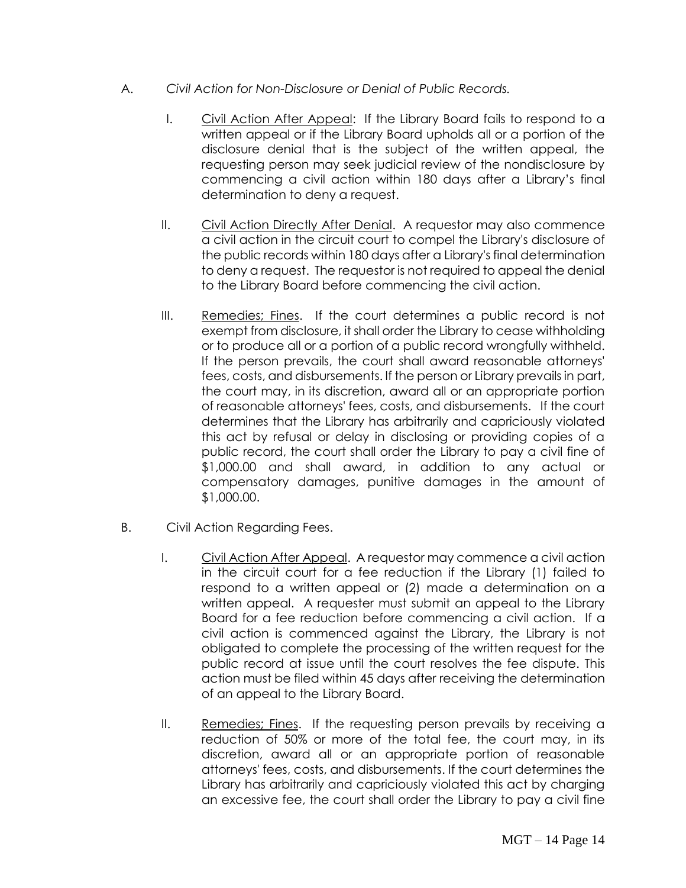A. *Civil Action for Non-Disclosure or Denial of Public Records.*

I. Civil Action After Appeal: If the Library Board fails to respond to a written appeal or if the Library Board upholds all or a portion of the disclosure denial that is the subject of the written appeal, the requesting person may seek judicial review of the nondisclosure by commencing a civil action within 180 days after a Library's final determination to deny a request.

II. Civil Action Directly After Denial. A requestor may also commence a civil action in the circuit court to compel the Library's disclosure of the public records within 180 days after a Library's final determination to deny a request. The requestor is not required to appeal the denial to the Library Board before commencing the civil action.

III. Remedies; Fines. If the court determines a public record is not exempt from disclosure, it shall order the Library to cease withholding or to produce all or a portion of a public record wrongfully withheld. If the person prevails, the court shall award reasonable attorneys' fees, costs, and disbursements. If the person or Library prevails in part, the court may, in its discretion, award all or an appropriate portion of reasonable attorneys' fees, costs, and disbursements. If the court determines that the Library has arbitrarily and capriciously violated this act by refusal or delay in disclosing or providing copies of a public record, the court shall order the Library to pay a civil fine of $1,000.00 and shall award, in addition to any actual or compensatory damages, punitive damages in the amount of $1,000.00.

B. Civil Action Regarding Fees.

I. Civil Action After Appeal. A requestor may commence a civil action in the circuit court for a fee reduction if the Library (1) failed to respond to a written appeal or (2) made a determination on a written appeal. A requester must submit an appeal to the Library Board for a fee reduction before commencing a civil action. If a civil action is commenced against the Library, the Library is not obligated to complete the processing of the written request for the public record at issue until the court resolves the fee dispute. This action must be filed within 45 days after receiving the determination of an appeal to the Library Board.

II. Remedies; Fines. If the requesting person prevails by receiving a reduction of 50% or more of the total fee, the court may, in its discretion, award all or an appropriate portion of reasonable attorneys' fees, costs, and disbursements. If the court determines the Library has arbitrarily and capriciously violated this act by charging an excessive fee, the court shall order the Library to pay a civil fine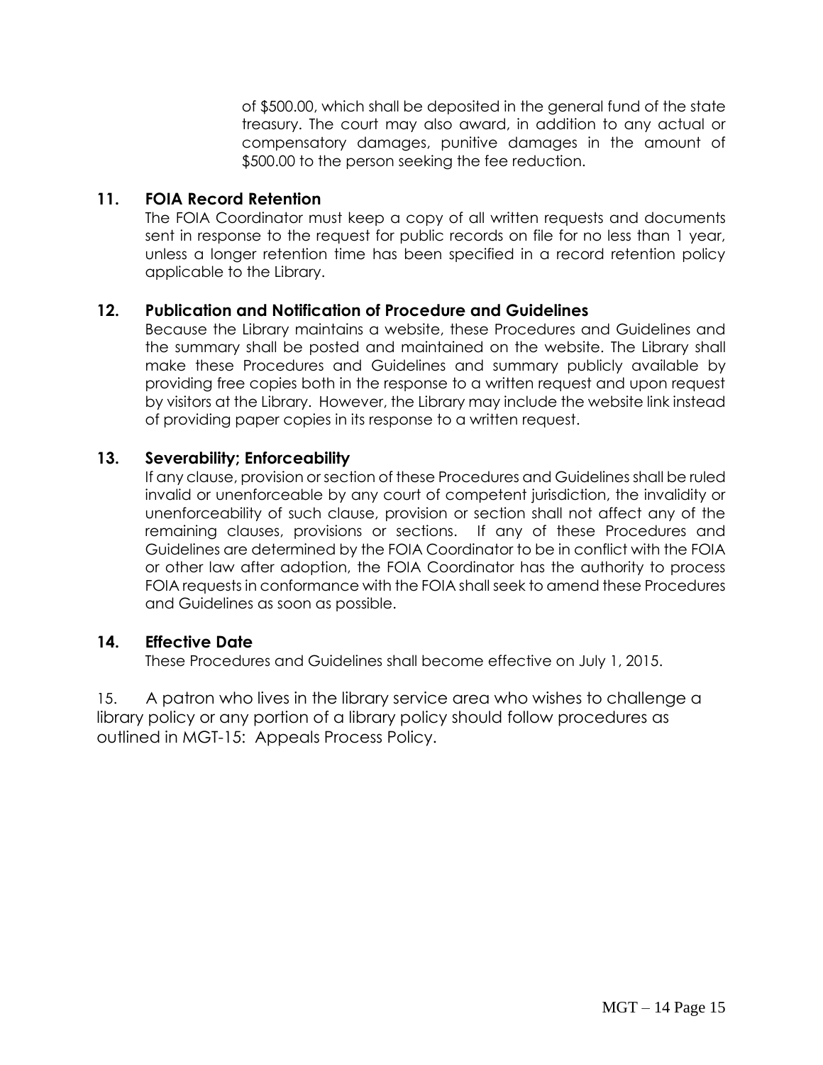of $500.00, which shall be deposited in the general fund of the state treasury. The court may also award, in addition to any actual or compensatory damages, punitive damages in the amount of $500.00 to the person seeking the fee reduction.

## 11. FOIA Record Retention

The FOIA Coordinator must keep a copy of all written requests and documents sent in response to the request for public records on file for no less than 1 year, unless a longer retention time has been specified in a record retention policy applicable to the Library.

## 12. Publication and Notification of Procedure and Guidelines

Because the Library maintains a website, these Procedures and Guidelines and the summary shall be posted and maintained on the website. The Library shall make these Procedures and Guidelines and summary publicly available by providing free copies both in the response to a written request and upon request by visitors at the Library. However, the Library may include the website link instead of providing paper copies in its response to a written request.

## 13. Severability; Enforceability

If any clause, provision or section of these Procedures and Guidelines shall be ruled invalid or unenforceable by any court of competent jurisdiction, the invalidity or unenforceability of such clause, provision or section shall not affect any of the remaining clauses, provisions or sections. If any of these Procedures and Guidelines are determined by the FOIA Coordinator to be in conflict with the FOIA or other law after adoption, the FOIA Coordinator has the authority to process FOIA requests in conformance with the FOIA shall seek to amend these Procedures and Guidelines as soon as possible.

## 14. Effective Date

These Procedures and Guidelines shall become effective on July 1, 2015.

15. A patron who lives in the library service area who wishes to challenge a library policy or any portion of a library policy should follow procedures as outlined in MGT-15: Appeals Process Policy.